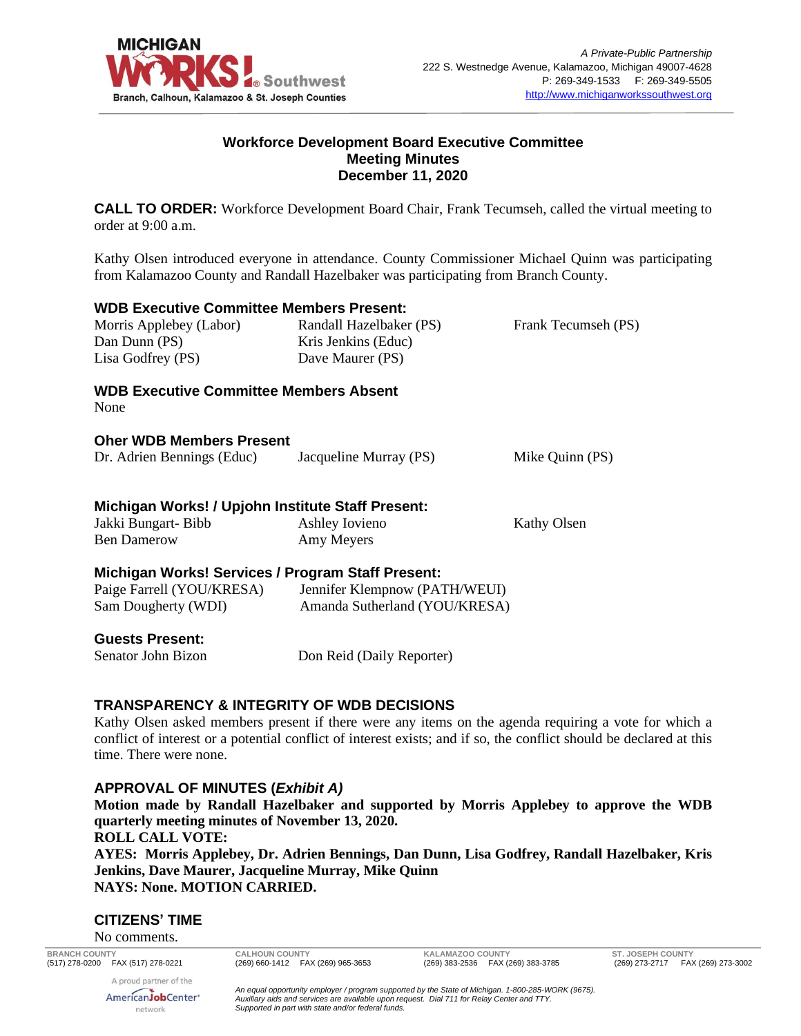MICHIGAN WORKS! Southwest
Branch, Calhoun, Kalamazoo & St. Joseph Counties

*A Private-Public Partnership*
222 S. Westnedge Avenue, Kalamazoo, Michigan 49007-4628
P: 269-349-1533 F: 269-349-5505
http://www.michiganworkssouthwest.org

# Workforce Development Board Executive Committee
# Meeting Minutes
# December 11, 2020

**CALL TO ORDER:** Workforce Development Board Chair, Frank Tecumseh, called the virtual meeting to order at 9:00 a.m.

Kathy Olsen introduced everyone in attendance. County Commissioner Michael Quinn was participating from Kalamazoo County and Randall Hazelbaker was participating from Branch County.

### WDB Executive Committee Members Present:

| | | |
|---|---|---|
| Morris Applebey (Labor) | Randall Hazelbaker (PS) | Frank Tecumseh (PS) |
| Dan Dunn (PS) | Kris Jenkins (Educ) | |
| Lisa Godfrey (PS) | Dave Maurer (PS) | |

### WDB Executive Committee Members Absent

None

### Oher WDB Members Present

| | | |
|---|---|---|
| Dr. Adrien Bennings (Educ) | Jacqueline Murray (PS) | Mike Quinn (PS) |

### Michigan Works! / Upjohn Institute Staff Present:

| | | |
|---|---|---|
| Jakki Bungart- Bibb | Ashley Iovieno | Kathy Olsen |
| Ben Damerow | Amy Meyers | |

### Michigan Works! Services / Program Staff Present:

| | |
|---|---|
| Paige Farrell (YOU/KRESA) | Jennifer Klempnow (PATH/WEUI) |
| Sam Dougherty (WDI) | Amanda Sutherland (YOU/KRESA) |

### Guests Present:

| | |
|---|---|
| Senator John Bizon | Don Reid (Daily Reporter) |

### TRANSPARENCY & INTEGRITY OF WDB DECISIONS

Kathy Olsen asked members present if there were any items on the agenda requiring a vote for which a conflict of interest or a potential conflict of interest exists; and if so, the conflict should be declared at this time. There were none.

### APPROVAL OF MINUTES (*Exhibit A)*

**Motion made by Randall Hazelbaker and supported by Morris Applebey to approve the WDB quarterly meeting minutes of November 13, 2020.**
**ROLL CALL VOTE:**
**AYES: Morris Applebey, Dr. Adrien Bennings, Dan Dunn, Lisa Godfrey, Randall Hazelbaker, Kris Jenkins, Dave Maurer, Jacqueline Murray, Mike Quinn**
**NAYS: None. MOTION CARRIED.**

### CITIZENS' TIME

No comments.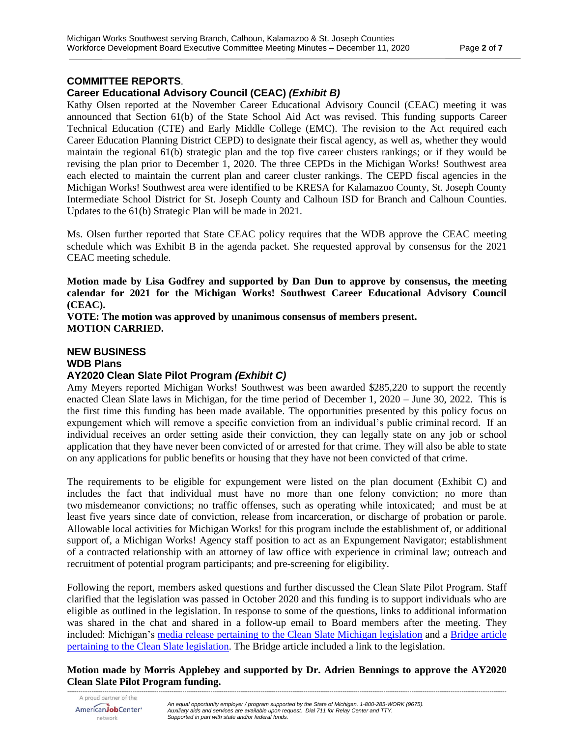## COMMITTEE REPORTS.

### Career Educational Advisory Council (CEAC) *(Exhibit B)*

Kathy Olsen reported at the November Career Educational Advisory Council (CEAC) meeting it was announced that Section 61(b) of the State School Aid Act was revised. This funding supports Career Technical Education (CTE) and Early Middle College (EMC). The revision to the Act required each Career Education Planning District CEPD) to designate their fiscal agency, as well as, whether they would maintain the regional 61(b) strategic plan and the top five career clusters rankings; or if they would be revising the plan prior to December 1, 2020. The three CEPDs in the Michigan Works! Southwest area each elected to maintain the current plan and career cluster rankings. The CEPD fiscal agencies in the Michigan Works! Southwest area were identified to be KRESA for Kalamazoo County, St. Joseph County Intermediate School District for St. Joseph County and Calhoun ISD for Branch and Calhoun Counties. Updates to the 61(b) Strategic Plan will be made in 2021.

Ms. Olsen further reported that State CEAC policy requires that the WDB approve the CEAC meeting schedule which was Exhibit B in the agenda packet. She requested approval by consensus for the 2021 CEAC meeting schedule.

**Motion made by Lisa Godfrey and supported by Dan Dun to approve by consensus, the meeting calendar for 2021 for the Michigan Works! Southwest Career Educational Advisory Council (CEAC).**
**VOTE: The motion was approved by unanimous consensus of members present.**
**MOTION CARRIED.**

## NEW BUSINESS

### WDB Plans

### AY2020 Clean Slate Pilot Program *(Exhibit C)*

Amy Meyers reported Michigan Works! Southwest was been awarded $285,220 to support the recently enacted Clean Slate laws in Michigan, for the time period of December 1, 2020 – June 30, 2022. This is the first time this funding has been made available. The opportunities presented by this policy focus on expungement which will remove a specific conviction from an individual's public criminal record. If an individual receives an order setting aside their conviction, they can legally state on any job or school application that they have never been convicted of or arrested for that crime. They will also be able to state on any applications for public benefits or housing that they have not been convicted of that crime.

The requirements to be eligible for expungement were listed on the plan document (Exhibit C) and includes the fact that individual must have no more than one felony conviction; no more than two misdemeanor convictions; no traffic offenses, such as operating while intoxicated; and must be at least five years since date of conviction, release from incarceration, or discharge of probation or parole. Allowable local activities for Michigan Works! for this program include the establishment of, or additional support of, a Michigan Works! Agency staff position to act as an Expungement Navigator; establishment of a contracted relationship with an attorney of law office with experience in criminal law; outreach and recruitment of potential program participants; and pre-screening for eligibility.

Following the report, members asked questions and further discussed the Clean Slate Pilot Program. Staff clarified that the legislation was passed in October 2020 and this funding is to support individuals who are eligible as outlined in the legislation. In response to some of the questions, links to additional information was shared in the chat and shared in a follow-up email to Board members after the meeting. They included: Michigan's media release pertaining to the Clean Slate Michigan legislation and a Bridge article pertaining to the Clean Slate legislation. The Bridge article included a link to the legislation.

**Motion made by Morris Applebey and supported by Dr. Adrien Bennings to approve the AY2020 Clean Slate Pilot Program funding.**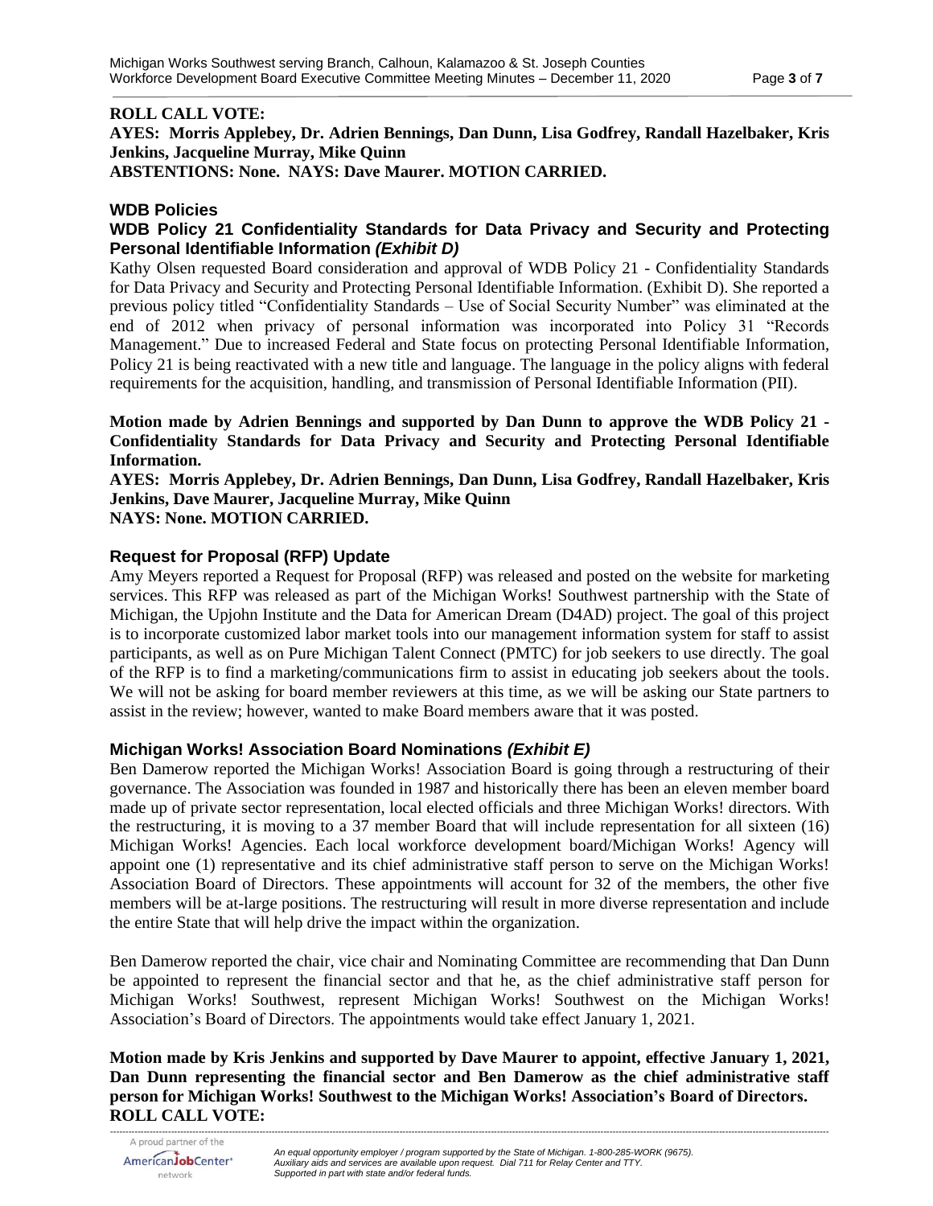**ROLL CALL VOTE:**
**AYES: Morris Applebey, Dr. Adrien Bennings, Dan Dunn, Lisa Godfrey, Randall Hazelbaker, Kris Jenkins, Jacqueline Murray, Mike Quinn**
**ABSTENTIONS: None. NAYS: Dave Maurer. MOTION CARRIED.**

## WDB Policies

### WDB Policy 21 Confidentiality Standards for Data Privacy and Security and Protecting Personal Identifiable Information *(Exhibit D)*

Kathy Olsen requested Board consideration and approval of WDB Policy 21 - Confidentiality Standards for Data Privacy and Security and Protecting Personal Identifiable Information. (Exhibit D). She reported a previous policy titled "Confidentiality Standards – Use of Social Security Number" was eliminated at the end of 2012 when privacy of personal information was incorporated into Policy 31 "Records Management." Due to increased Federal and State focus on protecting Personal Identifiable Information, Policy 21 is being reactivated with a new title and language. The language in the policy aligns with federal requirements for the acquisition, handling, and transmission of Personal Identifiable Information (PII).

**Motion made by Adrien Bennings and supported by Dan Dunn to approve the WDB Policy 21 - Confidentiality Standards for Data Privacy and Security and Protecting Personal Identifiable Information.**
**AYES: Morris Applebey, Dr. Adrien Bennings, Dan Dunn, Lisa Godfrey, Randall Hazelbaker, Kris Jenkins, Dave Maurer, Jacqueline Murray, Mike Quinn**
**NAYS: None. MOTION CARRIED.**

## Request for Proposal (RFP) Update

Amy Meyers reported a Request for Proposal (RFP) was released and posted on the website for marketing services. This RFP was released as part of the Michigan Works! Southwest partnership with the State of Michigan, the Upjohn Institute and the Data for American Dream (D4AD) project. The goal of this project is to incorporate customized labor market tools into our management information system for staff to assist participants, as well as on Pure Michigan Talent Connect (PMTC) for job seekers to use directly. The goal of the RFP is to find a marketing/communications firm to assist in educating job seekers about the tools. We will not be asking for board member reviewers at this time, as we will be asking our State partners to assist in the review; however, wanted to make Board members aware that it was posted.

## Michigan Works! Association Board Nominations *(Exhibit E)*

Ben Damerow reported the Michigan Works! Association Board is going through a restructuring of their governance. The Association was founded in 1987 and historically there has been an eleven member board made up of private sector representation, local elected officials and three Michigan Works! directors. With the restructuring, it is moving to a 37 member Board that will include representation for all sixteen (16) Michigan Works! Agencies. Each local workforce development board/Michigan Works! Agency will appoint one (1) representative and its chief administrative staff person to serve on the Michigan Works! Association Board of Directors. These appointments will account for 32 of the members, the other five members will be at-large positions. The restructuring will result in more diverse representation and include the entire State that will help drive the impact within the organization.

Ben Damerow reported the chair, vice chair and Nominating Committee are recommending that Dan Dunn be appointed to represent the financial sector and that he, as the chief administrative staff person for Michigan Works! Southwest, represent Michigan Works! Southwest on the Michigan Works! Association's Board of Directors. The appointments would take effect January 1, 2021.

**Motion made by Kris Jenkins and supported by Dave Maurer to appoint, effective January 1, 2021, Dan Dunn representing the financial sector and Ben Damerow as the chief administrative staff person for Michigan Works! Southwest to the Michigan Works! Association's Board of Directors.**
**ROLL CALL VOTE:**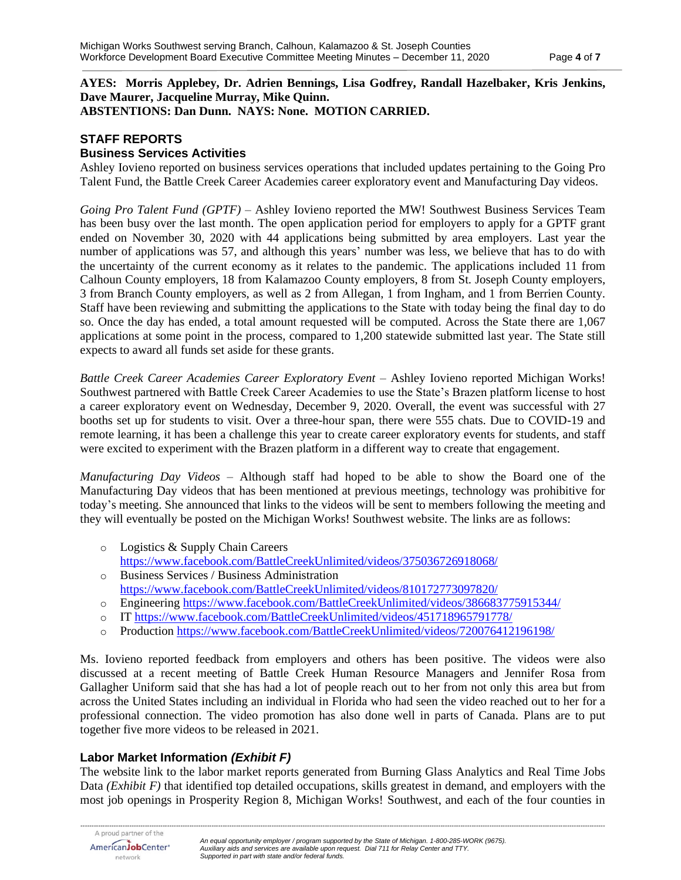**AYES: Morris Applebey, Dr. Adrien Bennings, Lisa Godfrey, Randall Hazelbaker, Kris Jenkins, Dave Maurer, Jacqueline Murray, Mike Quinn.**
**ABSTENTIONS: Dan Dunn. NAYS: None. MOTION CARRIED.**

## STAFF REPORTS

### Business Services Activities

Ashley Iovieno reported on business services operations that included updates pertaining to the Going Pro Talent Fund, the Battle Creek Career Academies career exploratory event and Manufacturing Day videos.

*Going Pro Talent Fund (GPTF)* – Ashley Iovieno reported the MW! Southwest Business Services Team has been busy over the last month. The open application period for employers to apply for a GPTF grant ended on November 30, 2020 with 44 applications being submitted by area employers. Last year the number of applications was 57, and although this years' number was less, we believe that has to do with the uncertainty of the current economy as it relates to the pandemic. The applications included 11 from Calhoun County employers, 18 from Kalamazoo County employers, 8 from St. Joseph County employers, 3 from Branch County employers, as well as 2 from Allegan, 1 from Ingham, and 1 from Berrien County. Staff have been reviewing and submitting the applications to the State with today being the final day to do so. Once the day has ended, a total amount requested will be computed. Across the State there are 1,067 applications at some point in the process, compared to 1,200 statewide submitted last year. The State still expects to award all funds set aside for these grants.

*Battle Creek Career Academies Career Exploratory Event* – Ashley Iovieno reported Michigan Works! Southwest partnered with Battle Creek Career Academies to use the State's Brazen platform license to host a career exploratory event on Wednesday, December 9, 2020. Overall, the event was successful with 27 booths set up for students to visit. Over a three-hour span, there were 555 chats. Due to COVID-19 and remote learning, it has been a challenge this year to create career exploratory events for students, and staff were excited to experiment with the Brazen platform in a different way to create that engagement.

*Manufacturing Day Videos* – Although staff had hoped to be able to show the Board one of the Manufacturing Day videos that has been mentioned at previous meetings, technology was prohibitive for today's meeting. She announced that links to the videos will be sent to members following the meeting and they will eventually be posted on the Michigan Works! Southwest website. The links are as follows:

- Logistics & Supply Chain Careers https://www.facebook.com/BattleCreekUnlimited/videos/375036726918068/
- Business Services / Business Administration https://www.facebook.com/BattleCreekUnlimited/videos/810172773097820/
- Engineering https://www.facebook.com/BattleCreekUnlimited/videos/386683775915344/
- IT https://www.facebook.com/BattleCreekUnlimited/videos/451718965791778/
- Production https://www.facebook.com/BattleCreekUnlimited/videos/720076412196198/

Ms. Iovieno reported feedback from employers and others has been positive. The videos were also discussed at a recent meeting of Battle Creek Human Resource Managers and Jennifer Rosa from Gallagher Uniform said that she has had a lot of people reach out to her from not only this area but from across the United States including an individual in Florida who had seen the video reached out to her for a professional connection. The video promotion has also done well in parts of Canada. Plans are to put together five more videos to be released in 2021.

### Labor Market Information *(Exhibit F)*

The website link to the labor market reports generated from Burning Glass Analytics and Real Time Jobs Data *(Exhibit F)* that identified top detailed occupations, skills greatest in demand, and employers with the most job openings in Prosperity Region 8, Michigan Works! Southwest, and each of the four counties in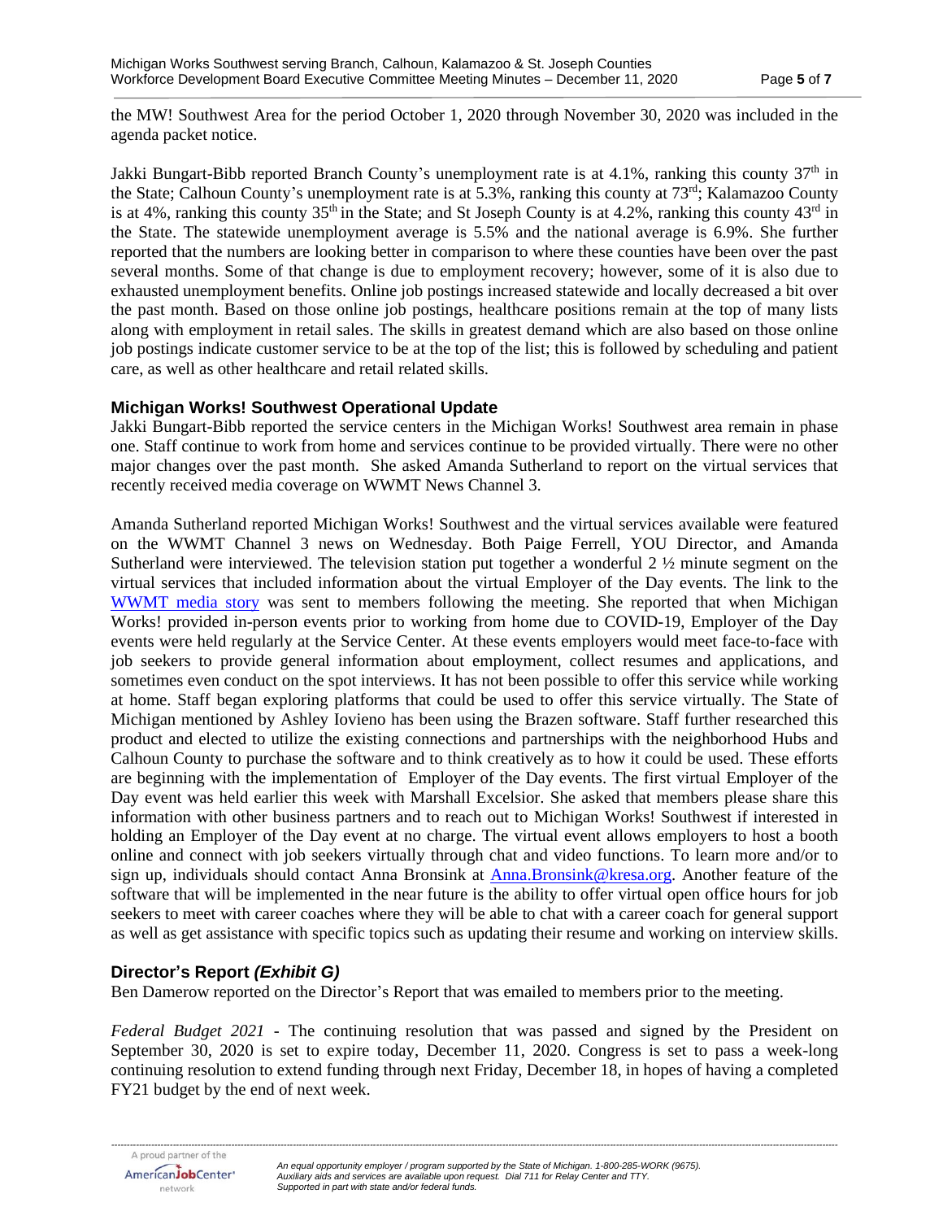the MW! Southwest Area for the period October 1, 2020 through November 30, 2020 was included in the agenda packet notice.

Jakki Bungart-Bibb reported Branch County's unemployment rate is at 4.1%, ranking this county 37th in the State; Calhoun County's unemployment rate is at 5.3%, ranking this county at 73rd; Kalamazoo County is at 4%, ranking this county 35th in the State; and St Joseph County is at 4.2%, ranking this county 43rd in the State. The statewide unemployment average is 5.5% and the national average is 6.9%. She further reported that the numbers are looking better in comparison to where these counties have been over the past several months. Some of that change is due to employment recovery; however, some of it is also due to exhausted unemployment benefits. Online job postings increased statewide and locally decreased a bit over the past month. Based on those online job postings, healthcare positions remain at the top of many lists along with employment in retail sales. The skills in greatest demand which are also based on those online job postings indicate customer service to be at the top of the list; this is followed by scheduling and patient care, as well as other healthcare and retail related skills.

### Michigan Works! Southwest Operational Update

Jakki Bungart-Bibb reported the service centers in the Michigan Works! Southwest area remain in phase one. Staff continue to work from home and services continue to be provided virtually. There were no other major changes over the past month. She asked Amanda Sutherland to report on the virtual services that recently received media coverage on WWMT News Channel 3.

Amanda Sutherland reported Michigan Works! Southwest and the virtual services available were featured on the WWMT Channel 3 news on Wednesday. Both Paige Ferrell, YOU Director, and Amanda Sutherland were interviewed. The television station put together a wonderful 2 ½ minute segment on the virtual services that included information about the virtual Employer of the Day events. The link to the WWMT media story was sent to members following the meeting. She reported that when Michigan Works! provided in-person events prior to working from home due to COVID-19, Employer of the Day events were held regularly at the Service Center. At these events employers would meet face-to-face with job seekers to provide general information about employment, collect resumes and applications, and sometimes even conduct on the spot interviews. It has not been possible to offer this service while working at home. Staff began exploring platforms that could be used to offer this service virtually. The State of Michigan mentioned by Ashley Iovieno has been using the Brazen software. Staff further researched this product and elected to utilize the existing connections and partnerships with the neighborhood Hubs and Calhoun County to purchase the software and to think creatively as to how it could be used. These efforts are beginning with the implementation of Employer of the Day events. The first virtual Employer of the Day event was held earlier this week with Marshall Excelsior. She asked that members please share this information with other business partners and to reach out to Michigan Works! Southwest if interested in holding an Employer of the Day event at no charge. The virtual event allows employers to host a booth online and connect with job seekers virtually through chat and video functions. To learn more and/or to sign up, individuals should contact Anna Bronsink at Anna.Bronsink@kresa.org. Another feature of the software that will be implemented in the near future is the ability to offer virtual open office hours for job seekers to meet with career coaches where they will be able to chat with a career coach for general support as well as get assistance with specific topics such as updating their resume and working on interview skills.

### Director's Report *(Exhibit G)*

Ben Damerow reported on the Director's Report that was emailed to members prior to the meeting.

*Federal Budget 2021* - The continuing resolution that was passed and signed by the President on September 30, 2020 is set to expire today, December 11, 2020. Congress is set to pass a week-long continuing resolution to extend funding through next Friday, December 18, in hopes of having a completed FY21 budget by the end of next week.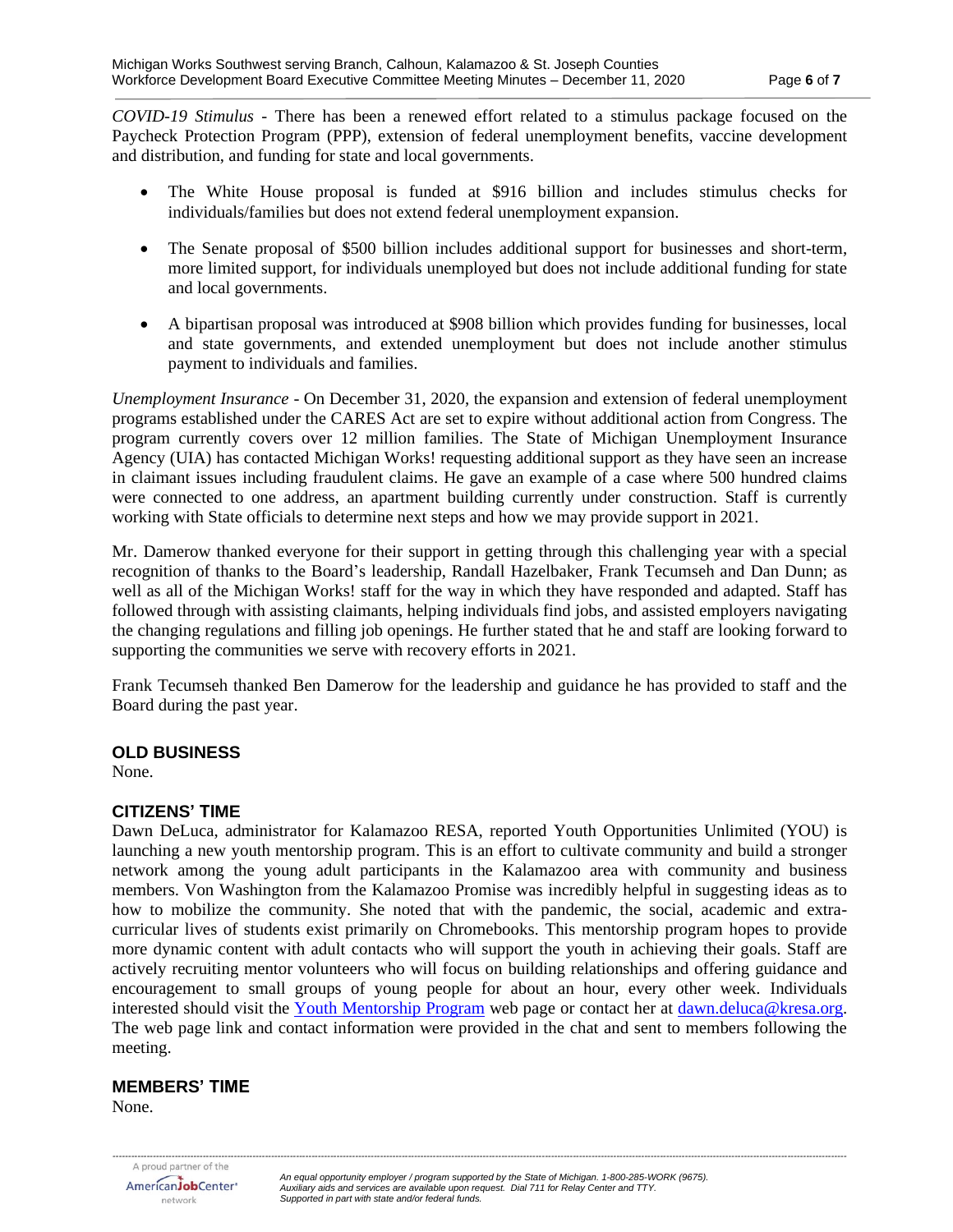*COVID-19 Stimulus* - There has been a renewed effort related to a stimulus package focused on the Paycheck Protection Program (PPP), extension of federal unemployment benefits, vaccine development and distribution, and funding for state and local governments.

- The White House proposal is funded at $916 billion and includes stimulus checks for individuals/families but does not extend federal unemployment expansion.
- The Senate proposal of $500 billion includes additional support for businesses and short-term, more limited support, for individuals unemployed but does not include additional funding for state and local governments.
- A bipartisan proposal was introduced at $908 billion which provides funding for businesses, local and state governments, and extended unemployment but does not include another stimulus payment to individuals and families.

*Unemployment Insurance* - On December 31, 2020, the expansion and extension of federal unemployment programs established under the CARES Act are set to expire without additional action from Congress. The program currently covers over 12 million families. The State of Michigan Unemployment Insurance Agency (UIA) has contacted Michigan Works! requesting additional support as they have seen an increase in claimant issues including fraudulent claims. He gave an example of a case where 500 hundred claims were connected to one address, an apartment building currently under construction. Staff is currently working with State officials to determine next steps and how we may provide support in 2021.

Mr. Damerow thanked everyone for their support in getting through this challenging year with a special recognition of thanks to the Board's leadership, Randall Hazelbaker, Frank Tecumseh and Dan Dunn; as well as all of the Michigan Works! staff for the way in which they have responded and adapted. Staff has followed through with assisting claimants, helping individuals find jobs, and assisted employers navigating the changing regulations and filling job openings. He further stated that he and staff are looking forward to supporting the communities we serve with recovery efforts in 2021.

Frank Tecumseh thanked Ben Damerow for the leadership and guidance he has provided to staff and the Board during the past year.

### OLD BUSINESS

None.

### CITIZENS' TIME

Dawn DeLuca, administrator for Kalamazoo RESA, reported Youth Opportunities Unlimited (YOU) is launching a new youth mentorship program. This is an effort to cultivate community and build a stronger network among the young adult participants in the Kalamazoo area with community and business members. Von Washington from the Kalamazoo Promise was incredibly helpful in suggesting ideas as to how to mobilize the community. She noted that with the pandemic, the social, academic and extra-curricular lives of students exist primarily on Chromebooks. This mentorship program hopes to provide more dynamic content with adult contacts who will support the youth in achieving their goals. Staff are actively recruiting mentor volunteers who will focus on building relationships and offering guidance and encouragement to small groups of young people for about an hour, every other week. Individuals interested should visit the Youth Mentorship Program web page or contact her at dawn.deluca@kresa.org. The web page link and contact information were provided in the chat and sent to members following the meeting.

### MEMBERS' TIME

None.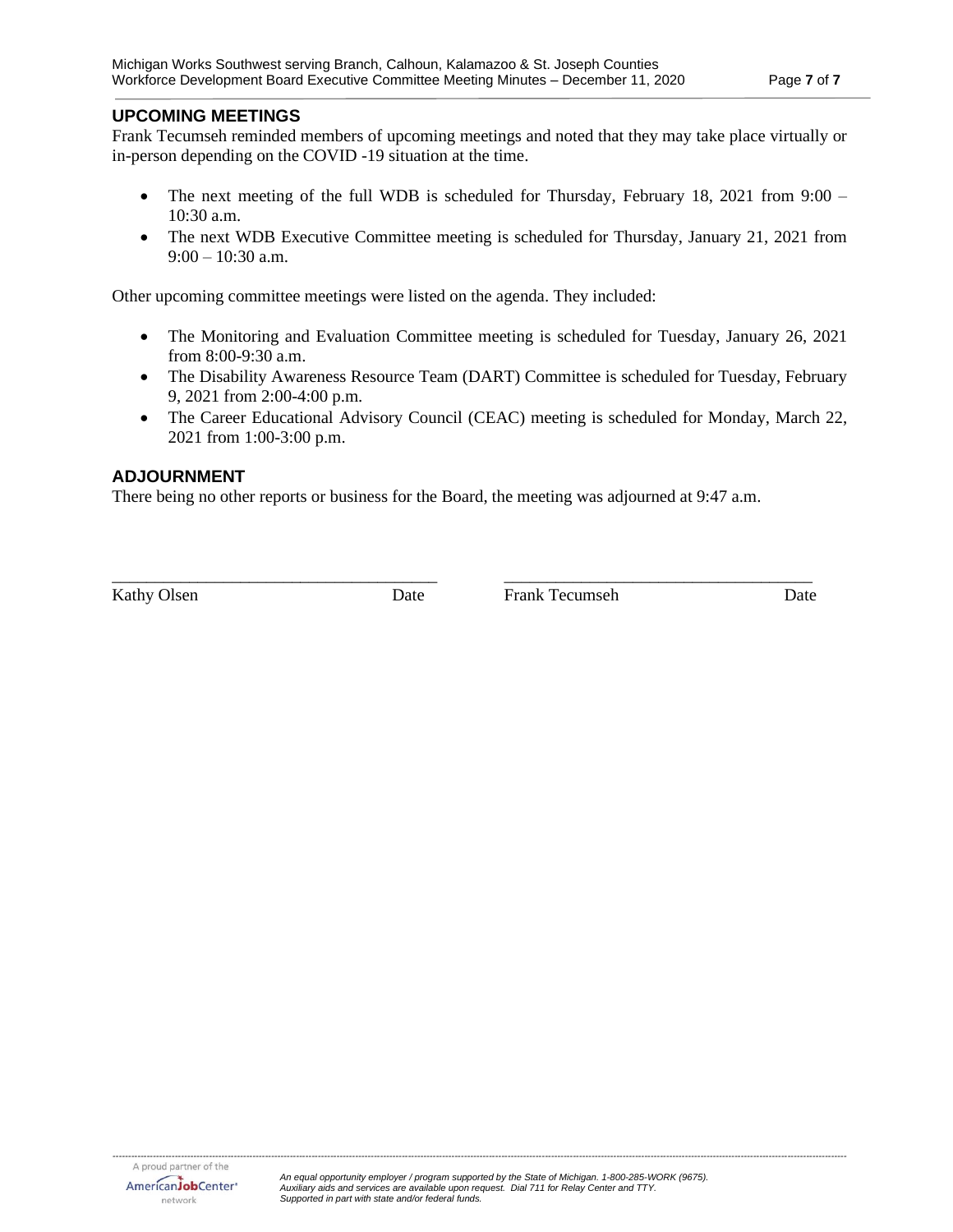## UPCOMING MEETINGS

Frank Tecumseh reminded members of upcoming meetings and noted that they may take place virtually or in-person depending on the COVID -19 situation at the time.

- The next meeting of the full WDB is scheduled for Thursday, February 18, 2021 from 9:00 – 10:30 a.m.
- The next WDB Executive Committee meeting is scheduled for Thursday, January 21, 2021 from 9:00 – 10:30 a.m.

Other upcoming committee meetings were listed on the agenda. They included:

- The Monitoring and Evaluation Committee meeting is scheduled for Tuesday, January 26, 2021 from 8:00-9:30 a.m.
- The Disability Awareness Resource Team (DART) Committee is scheduled for Tuesday, February 9, 2021 from 2:00-4:00 p.m.
- The Career Educational Advisory Council (CEAC) meeting is scheduled for Monday, March 22, 2021 from 1:00-3:00 p.m.

## ADJOURNMENT

There being no other reports or business for the Board, the meeting was adjourned at 9:47 a.m.

_______________________________________ _______________________________________

Kathy Olsen Date Frank Tecumseh Date

A proud partner of the AmericanJobCenter network

*An equal opportunity employer / program supported by the State of Michigan. 1-800-285-WORK (9675). Auxiliary aids and services are available upon request. Dial 711 for Relay Center and TTY. Supported in part with state and/or federal funds.*